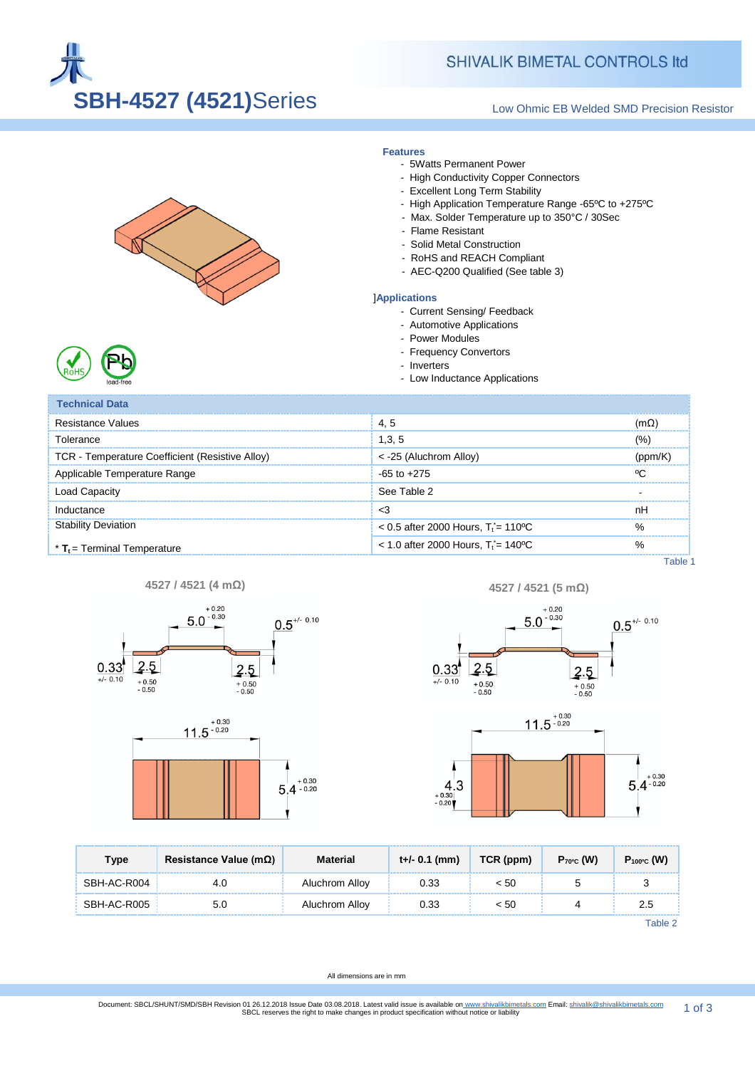# SBH-4527 (4521)Series

SHIVALIK BIMETAL CONTROLS ltd

Low Ohmic EB Welded SMD Precision Resistor

**Features**

- 5Watts Permanent Power
- High Conductivity Copper Connectors
- Excellent Long Term Stability
- High Application Temperature Range -65ºC to +275ºC
- Max. Solder Temperature up to 350°C / 30Sec
- Flame Resistant
- Solid Metal Construction
- RoHS and REACH Compliant
- AEC-Q200 Qualified (See table 3)

]**Applications**

- Current Sensing/ Feedback
- Automotive Applications
- Power Modules
- Frequency Convertors
- Inverters
- Low Inductance Applications

| Technical Data | | |
|---|---|---|
| Resistance Values | 4, 5 | (mΩ) |
| Tolerance | 1,3, 5 | (%) |
| TCR - Temperature Coefficient (Resistive Alloy) | < -25 (Aluchrom Alloy) | (ppm/K) |
| Applicable Temperature Range | -65 to +275 | ºC |
| Load Capacity | See Table 2 | - |
| Inductance | <3 | nH |
| Stability Deviation | < 0.5 after 2000 Hours, $T_t^* = 110$ºC | % |
| * $T_t$ = Terminal Temperature | < 1.0 after 2000 Hours, $T_t^* = 140$ºC | % |

Table 1

**4527 / 4521 (4 mΩ)**

**4527 / 4521 (5 mΩ)**

| Type | Resistance Value (mΩ) | Material | t+/- 0.1 (mm) | TCR (ppm) | $P_{70^\circ C}$ (W) | $P_{100^\circ C}$ (W) |
|---|---|---|---|---|---|---|
| SBH-AC-R004 | 4.0 | Aluchrom Alloy | 0.33 | < 50 | 5 | 3 |
| SBH-AC-R005 | 5.0 | Aluchrom Alloy | 0.33 | < 50 | 4 | 2.5 |

Table 2

All dimensions are in mm

Document: SBCL/SHUNT/SMD/SBH Revision 01 26.12.2018 Issue Date 03.08.2018. Latest valid issue is available on www.shivalikbimetals.com Email: shivalik@shivalikbimetals.com
SBCL reserves the right to make changes in product specification without notice or liability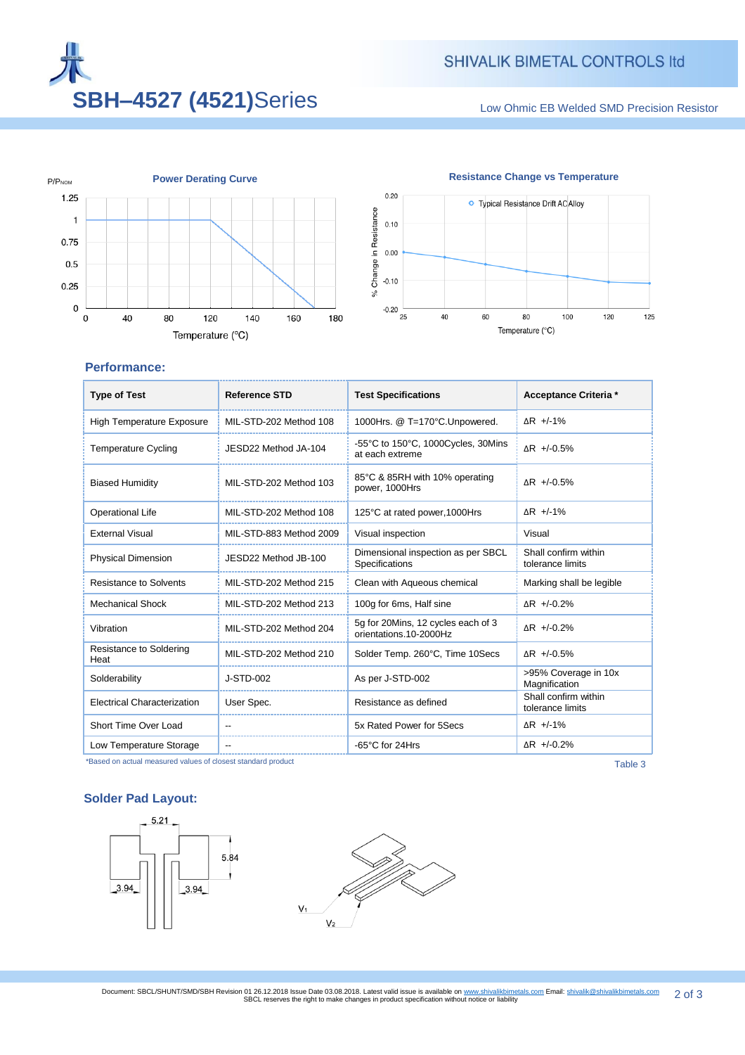# SBH–4527 (4521)Series

SHIVALIK BIMETAL CONTROLS ltd

Low Ohmic EB Welded SMD Precision Resistor

**Power Derating Curve**

P/P_NOM

Temperature (°C)

**Resistance Change vs Temperature**

Typical Resistance Drift AC Alloy

% Change in Resistance

Temperature (°C)

## Performance:

| Type of Test | Reference STD | Test Specifications | Acceptance Criteria * |
|---|---|---|---|
| High Temperature Exposure | MIL-STD-202 Method 108 | 1000Hrs. @ T=170°C.Unpowered. | ΔR +/-1% |
| Temperature Cycling | JESD22 Method JA-104 | -55°C to 150°C, 1000Cycles, 30Mins at each extreme | ΔR +/-0.5% |
| Biased Humidity | MIL-STD-202 Method 103 | 85°C & 85RH with 10% operating power, 1000Hrs | ΔR +/-0.5% |
| Operational Life | MIL-STD-202 Method 108 | 125°C at rated power,1000Hrs | ΔR +/-1% |
| External Visual | MIL-STD-883 Method 2009 | Visual inspection | Visual |
| Physical Dimension | JESD22 Method JB-100 | Dimensional inspection as per SBCL Specifications | Shall confirm within tolerance limits |
| Resistance to Solvents | MIL-STD-202 Method 215 | Clean with Aqueous chemical | Marking shall be legible |
| Mechanical Shock | MIL-STD-202 Method 213 | 100g for 6ms, Half sine | ΔR +/-0.2% |
| Vibration | MIL-STD-202 Method 204 | 5g for 20Mins, 12 cycles each of 3 orientations.10-2000Hz | ΔR +/-0.2% |
| Resistance to Soldering Heat | MIL-STD-202 Method 210 | Solder Temp. 260°C, Time 10Secs | ΔR +/-0.5% |
| Solderability | J-STD-002 | As per J-STD-002 | >95% Coverage in 10x Magnification |
| Electrical Characterization | User Spec. | Resistance as defined | Shall confirm within tolerance limits |
| Short Time Over Load | -- | 5x Rated Power for 5Secs | ΔR +/-1% |
| Low Temperature Storage | -- | -65°C for 24Hrs | ΔR +/-0.2% |

*Based on actual measured values of closest standard product

Table 3

## Solder Pad Layout:

5.21

5.84

3.94

3.94

$V_1$

$V_2$

Document: SBCL/SHUNT/SMD/SBH Revision 01 26.12.2018 Issue Date 03.08.2018. Latest valid issue is available on www.shivalikbimetals.com Email: shivalik@shivalikbimetals.com
SBCL reserves the right to make changes in product specification without notice or liability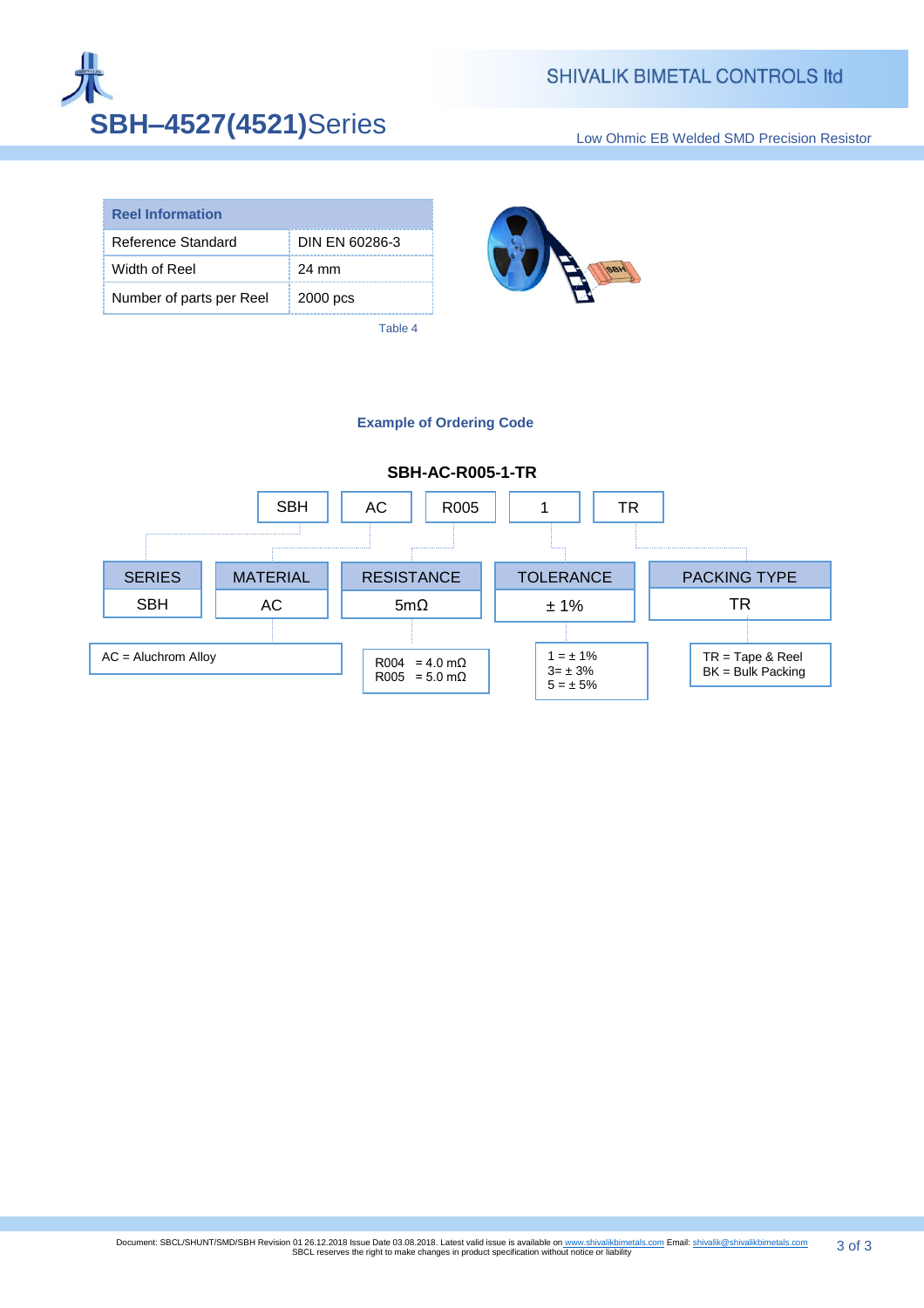| Reel Information | |
|---|---|
| Reference Standard | DIN EN 60286-3 |
| Width of Reel | 24 mm |
| Number of parts per Reel | 2000 pcs |

Table 4

### Example of Ordering Code

**SBH-AC-R005-1-TR**

| SBH | AC | R005 | 1 | TR |
|---|---|---|---|---|

| SERIES | MATERIAL | RESISTANCE | TOLERANCE | PACKING TYPE |
|---|---|---|---|---|
| SBH | AC | 5mΩ | ± 1% | TR |

AC = Aluchrom Alloy

R004 = 4.0 mΩ
R005 = 5.0 mΩ

1 = ± 1%
3= ± 3%
5 = ± 5%

TR = Tape & Reel
BK = Bulk Packing

Document: SBCL/SHUNT/SMD/SBH Revision 01 26.12.2018 Issue Date 03.08.2018. Latest valid issue is available on www.shivalikbimetals.com Email: shivalik@shivalikbimetals.com
SBCL reserves the right to make changes in product specification without notice or liability